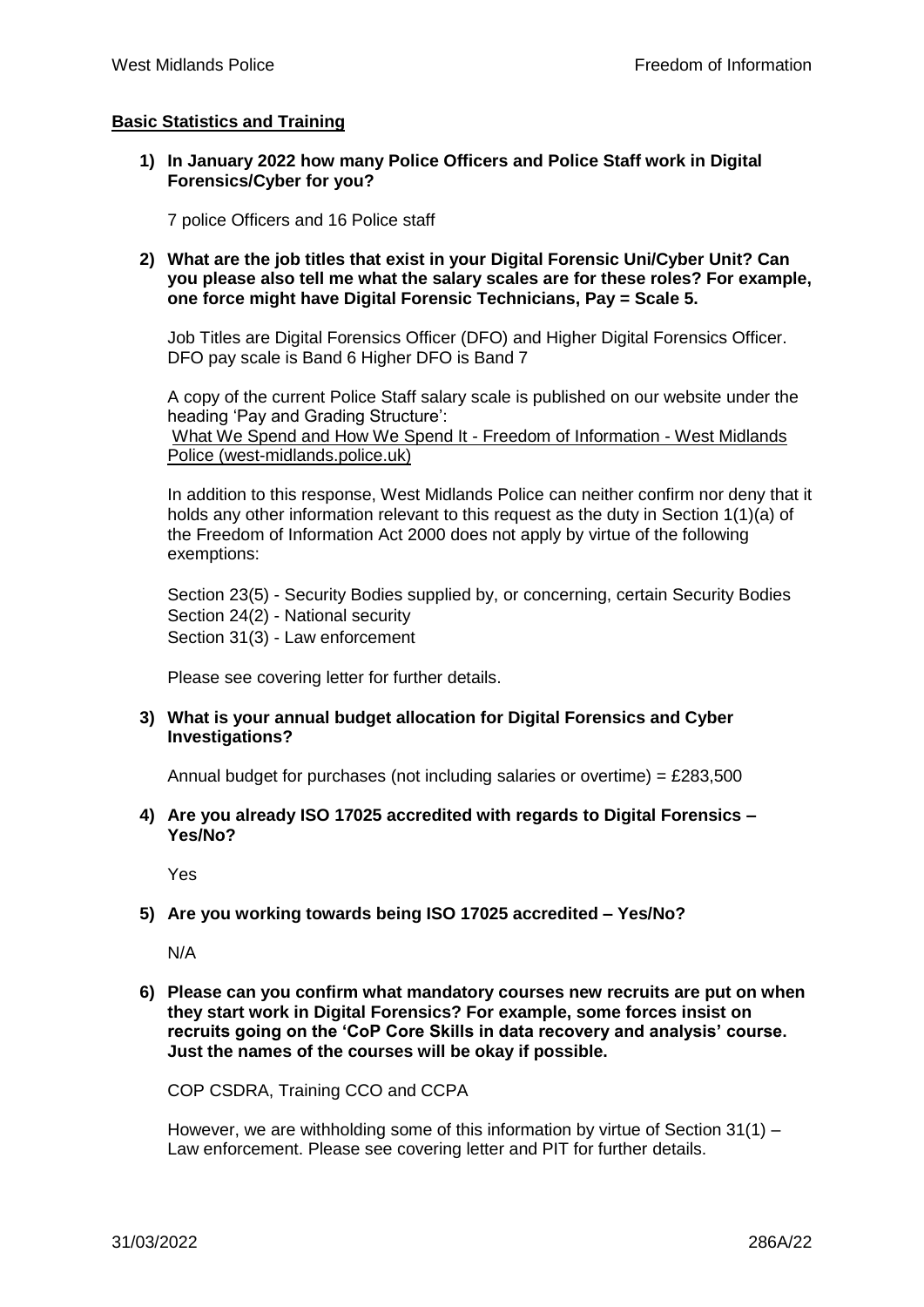## Basic Statistics and Training

1) **In January 2022 how many Police Officers and Police Staff work in Digital Forensics/Cyber for you?**

   7 police Officers and 16 Police staff

2) **What are the job titles that exist in your Digital Forensic Uni/Cyber Unit? Can you please also tell me what the salary scales are for these roles? For example, one force might have Digital Forensic Technicians, Pay = Scale 5.**

   Job Titles are Digital Forensics Officer (DFO) and Higher Digital Forensics Officer. DFO pay scale is Band 6 Higher DFO is Band 7

   A copy of the current Police Staff salary scale is published on our website under the heading 'Pay and Grading Structure':
   What We Spend and How We Spend It - Freedom of Information - West Midlands Police (west-midlands.police.uk)

   In addition to this response, West Midlands Police can neither confirm nor deny that it holds any other information relevant to this request as the duty in Section 1(1)(a) of the Freedom of Information Act 2000 does not apply by virtue of the following exemptions:

   Section 23(5) - Security Bodies supplied by, or concerning, certain Security Bodies
   Section 24(2) - National security
   Section 31(3) - Law enforcement

   Please see covering letter for further details.

3) **What is your annual budget allocation for Digital Forensics and Cyber Investigations?**

   Annual budget for purchases (not including salaries or overtime) = £283,500

4) **Are you already ISO 17025 accredited with regards to Digital Forensics – Yes/No?**

   Yes

5) **Are you working towards being ISO 17025 accredited – Yes/No?**

   N/A

6) **Please can you confirm what mandatory courses new recruits are put on when they start work in Digital Forensics? For example, some forces insist on recruits going on the 'CoP Core Skills in data recovery and analysis' course. Just the names of the courses will be okay if possible.**

   COP CSDRA, Training CCO and CCPA

   However, we are withholding some of this information by virtue of Section 31(1) – Law enforcement. Please see covering letter and PIT for further details.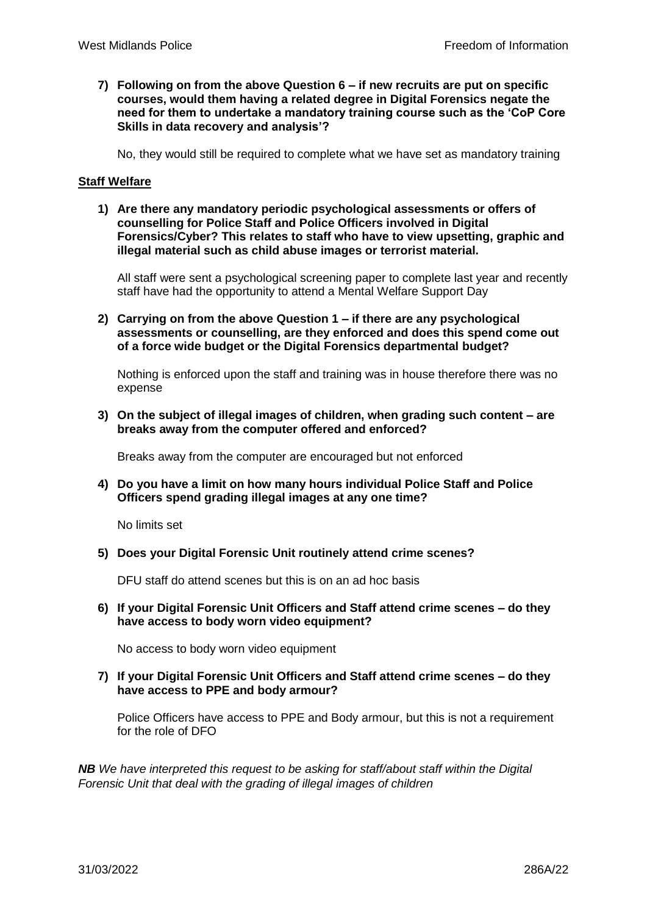**7) Following on from the above Question 6 – if new recruits are put on specific courses, would them having a related degree in Digital Forensics negate the need for them to undertake a mandatory training course such as the 'CoP Core Skills in data recovery and analysis'?**

No, they would still be required to complete what we have set as mandatory training

**Staff Welfare**

**1) Are there any mandatory periodic psychological assessments or offers of counselling for Police Staff and Police Officers involved in Digital Forensics/Cyber? This relates to staff who have to view upsetting, graphic and illegal material such as child abuse images or terrorist material.**

All staff were sent a psychological screening paper to complete last year and recently staff have had the opportunity to attend a Mental Welfare Support Day

**2) Carrying on from the above Question 1 – if there are any psychological assessments or counselling, are they enforced and does this spend come out of a force wide budget or the Digital Forensics departmental budget?**

Nothing is enforced upon the staff and training was in house therefore there was no expense

**3) On the subject of illegal images of children, when grading such content – are breaks away from the computer offered and enforced?**

Breaks away from the computer are encouraged but not enforced

**4) Do you have a limit on how many hours individual Police Staff and Police Officers spend grading illegal images at any one time?**

No limits set

**5) Does your Digital Forensic Unit routinely attend crime scenes?**

DFU staff do attend scenes but this is on an ad hoc basis

**6) If your Digital Forensic Unit Officers and Staff attend crime scenes – do they have access to body worn video equipment?**

No access to body worn video equipment

**7) If your Digital Forensic Unit Officers and Staff attend crime scenes – do they have access to PPE and body armour?**

Police Officers have access to PPE and Body armour, but this is not a requirement for the role of DFO

***NB*** *We have interpreted this request to be asking for staff/about staff within the Digital Forensic Unit that deal with the grading of illegal images of children*